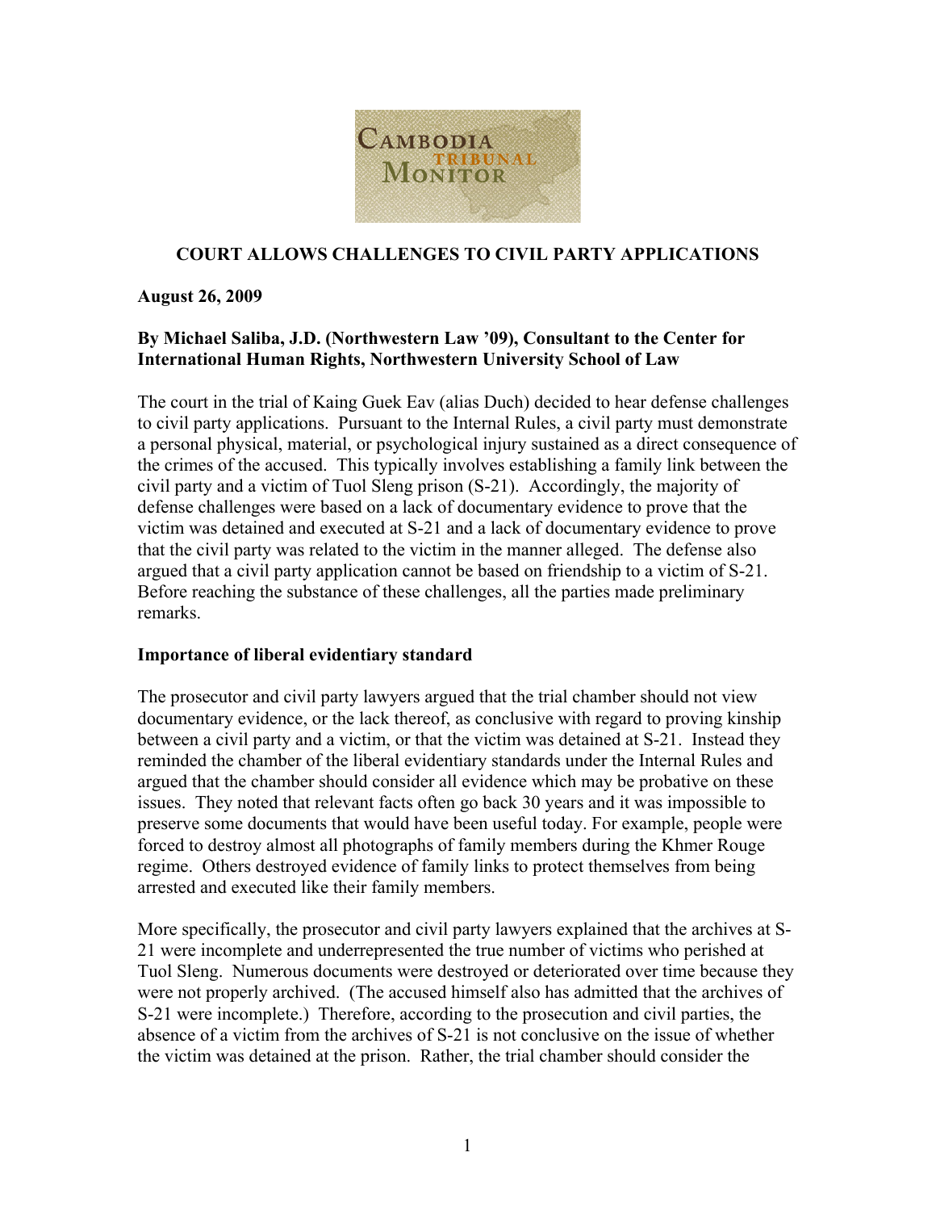# COURT ALLOWS CHALLENGES TO CIVIL PARTY APPLICATIONS

**August 26, 2009**

**By Michael Saliba, J.D. (Northwestern Law '09), Consultant to the Center for International Human Rights, Northwestern University School of Law**

The court in the trial of Kaing Guek Eav (alias Duch) decided to hear defense challenges to civil party applications. Pursuant to the Internal Rules, a civil party must demonstrate a personal physical, material, or psychological injury sustained as a direct consequence of the crimes of the accused. This typically involves establishing a family link between the civil party and a victim of Tuol Sleng prison (S-21). Accordingly, the majority of defense challenges were based on a lack of documentary evidence to prove that the victim was detained and executed at S-21 and a lack of documentary evidence to prove that the civil party was related to the victim in the manner alleged. The defense also argued that a civil party application cannot be based on friendship to a victim of S-21. Before reaching the substance of these challenges, all the parties made preliminary remarks.

## Importance of liberal evidentiary standard

The prosecutor and civil party lawyers argued that the trial chamber should not view documentary evidence, or the lack thereof, as conclusive with regard to proving kinship between a civil party and a victim, or that the victim was detained at S-21. Instead they reminded the chamber of the liberal evidentiary standards under the Internal Rules and argued that the chamber should consider all evidence which may be probative on these issues. They noted that relevant facts often go back 30 years and it was impossible to preserve some documents that would have been useful today. For example, people were forced to destroy almost all photographs of family members during the Khmer Rouge regime. Others destroyed evidence of family links to protect themselves from being arrested and executed like their family members.

More specifically, the prosecutor and civil party lawyers explained that the archives at S-21 were incomplete and underrepresented the true number of victims who perished at Tuol Sleng. Numerous documents were destroyed or deteriorated over time because they were not properly archived. (The accused himself also has admitted that the archives of S-21 were incomplete.) Therefore, according to the prosecution and civil parties, the absence of a victim from the archives of S-21 is not conclusive on the issue of whether the victim was detained at the prison. Rather, the trial chamber should consider the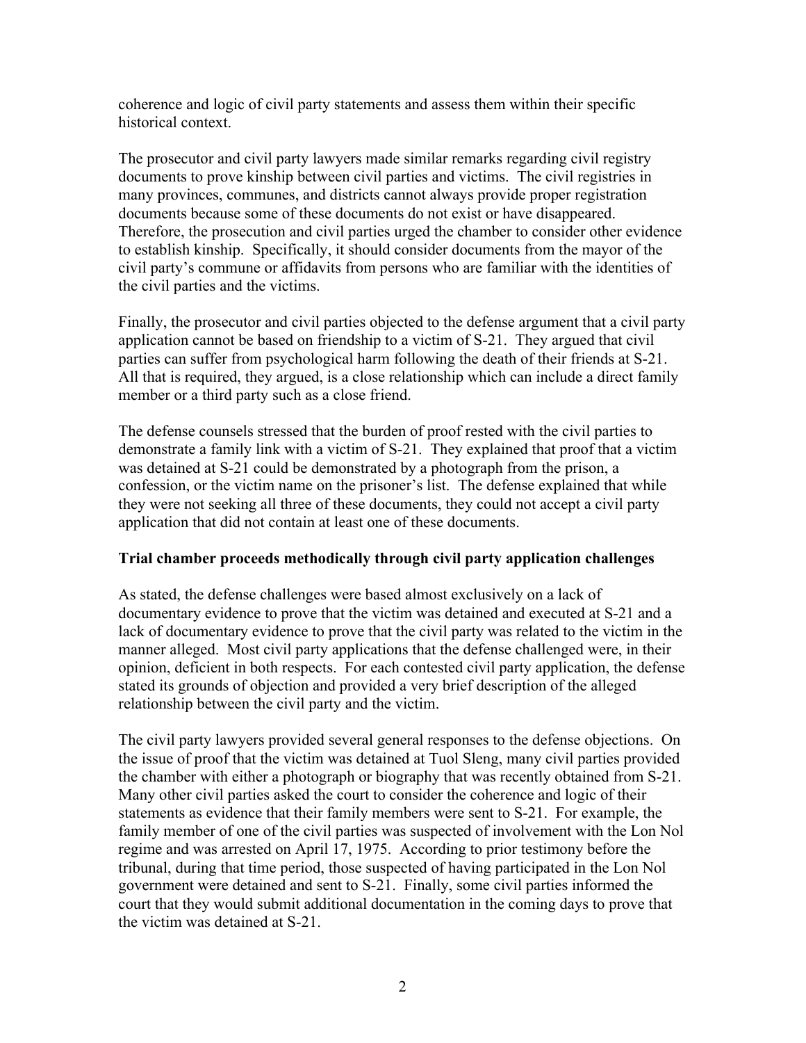coherence and logic of civil party statements and assess them within their specific historical context.

The prosecutor and civil party lawyers made similar remarks regarding civil registry documents to prove kinship between civil parties and victims. The civil registries in many provinces, communes, and districts cannot always provide proper registration documents because some of these documents do not exist or have disappeared. Therefore, the prosecution and civil parties urged the chamber to consider other evidence to establish kinship. Specifically, it should consider documents from the mayor of the civil party's commune or affidavits from persons who are familiar with the identities of the civil parties and the victims.

Finally, the prosecutor and civil parties objected to the defense argument that a civil party application cannot be based on friendship to a victim of S-21. They argued that civil parties can suffer from psychological harm following the death of their friends at S-21. All that is required, they argued, is a close relationship which can include a direct family member or a third party such as a close friend.

The defense counsels stressed that the burden of proof rested with the civil parties to demonstrate a family link with a victim of S-21. They explained that proof that a victim was detained at S-21 could be demonstrated by a photograph from the prison, a confession, or the victim name on the prisoner's list. The defense explained that while they were not seeking all three of these documents, they could not accept a civil party application that did not contain at least one of these documents.

**Trial chamber proceeds methodically through civil party application challenges**

As stated, the defense challenges were based almost exclusively on a lack of documentary evidence to prove that the victim was detained and executed at S-21 and a lack of documentary evidence to prove that the civil party was related to the victim in the manner alleged. Most civil party applications that the defense challenged were, in their opinion, deficient in both respects. For each contested civil party application, the defense stated its grounds of objection and provided a very brief description of the alleged relationship between the civil party and the victim.

The civil party lawyers provided several general responses to the defense objections. On the issue of proof that the victim was detained at Tuol Sleng, many civil parties provided the chamber with either a photograph or biography that was recently obtained from S-21. Many other civil parties asked the court to consider the coherence and logic of their statements as evidence that their family members were sent to S-21. For example, the family member of one of the civil parties was suspected of involvement with the Lon Nol regime and was arrested on April 17, 1975. According to prior testimony before the tribunal, during that time period, those suspected of having participated in the Lon Nol government were detained and sent to S-21. Finally, some civil parties informed the court that they would submit additional documentation in the coming days to prove that the victim was detained at S-21.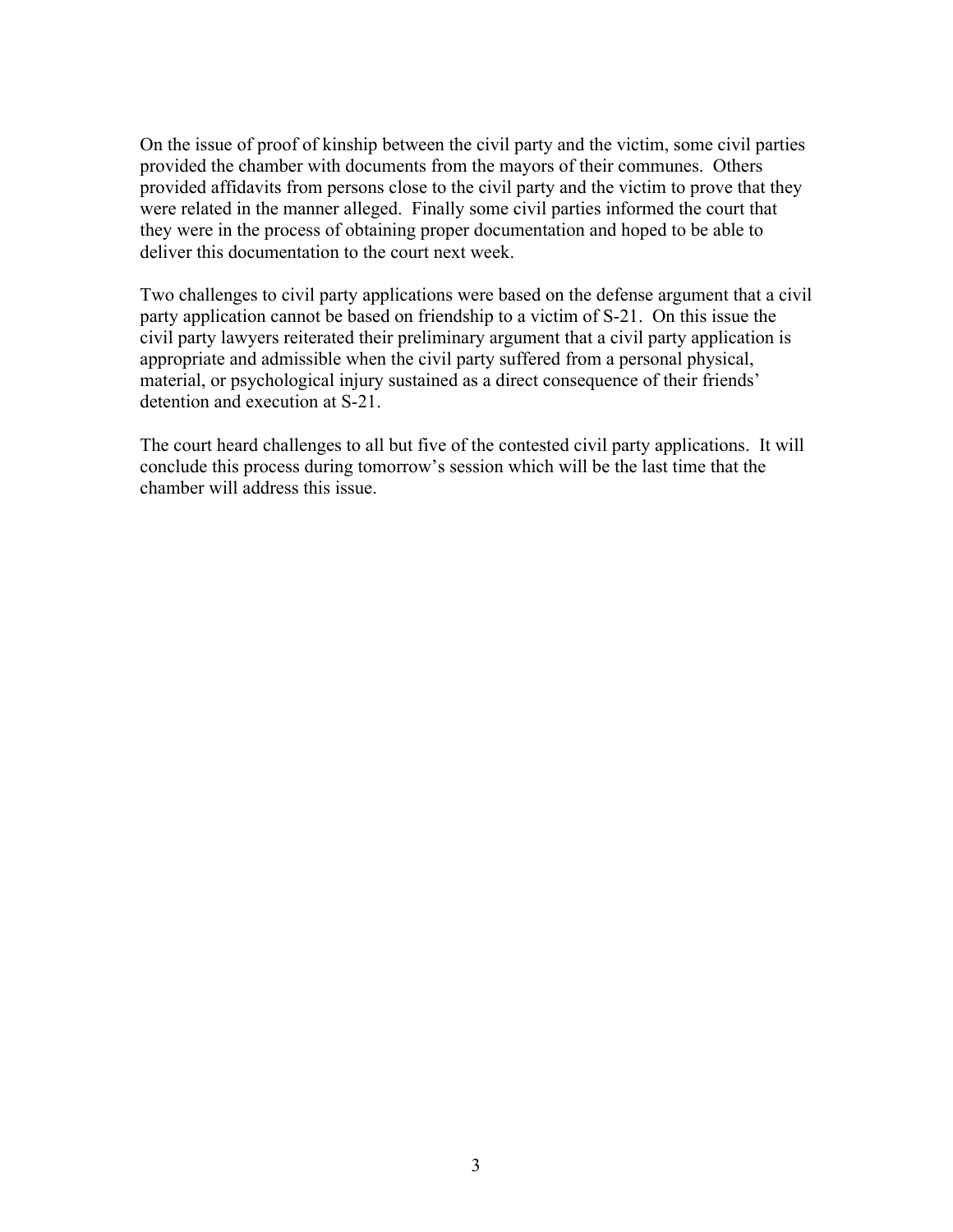On the issue of proof of kinship between the civil party and the victim, some civil parties provided the chamber with documents from the mayors of their communes. Others provided affidavits from persons close to the civil party and the victim to prove that they were related in the manner alleged. Finally some civil parties informed the court that they were in the process of obtaining proper documentation and hoped to be able to deliver this documentation to the court next week.

Two challenges to civil party applications were based on the defense argument that a civil party application cannot be based on friendship to a victim of S-21. On this issue the civil party lawyers reiterated their preliminary argument that a civil party application is appropriate and admissible when the civil party suffered from a personal physical, material, or psychological injury sustained as a direct consequence of their friends' detention and execution at S-21.

The court heard challenges to all but five of the contested civil party applications. It will conclude this process during tomorrow's session which will be the last time that the chamber will address this issue.